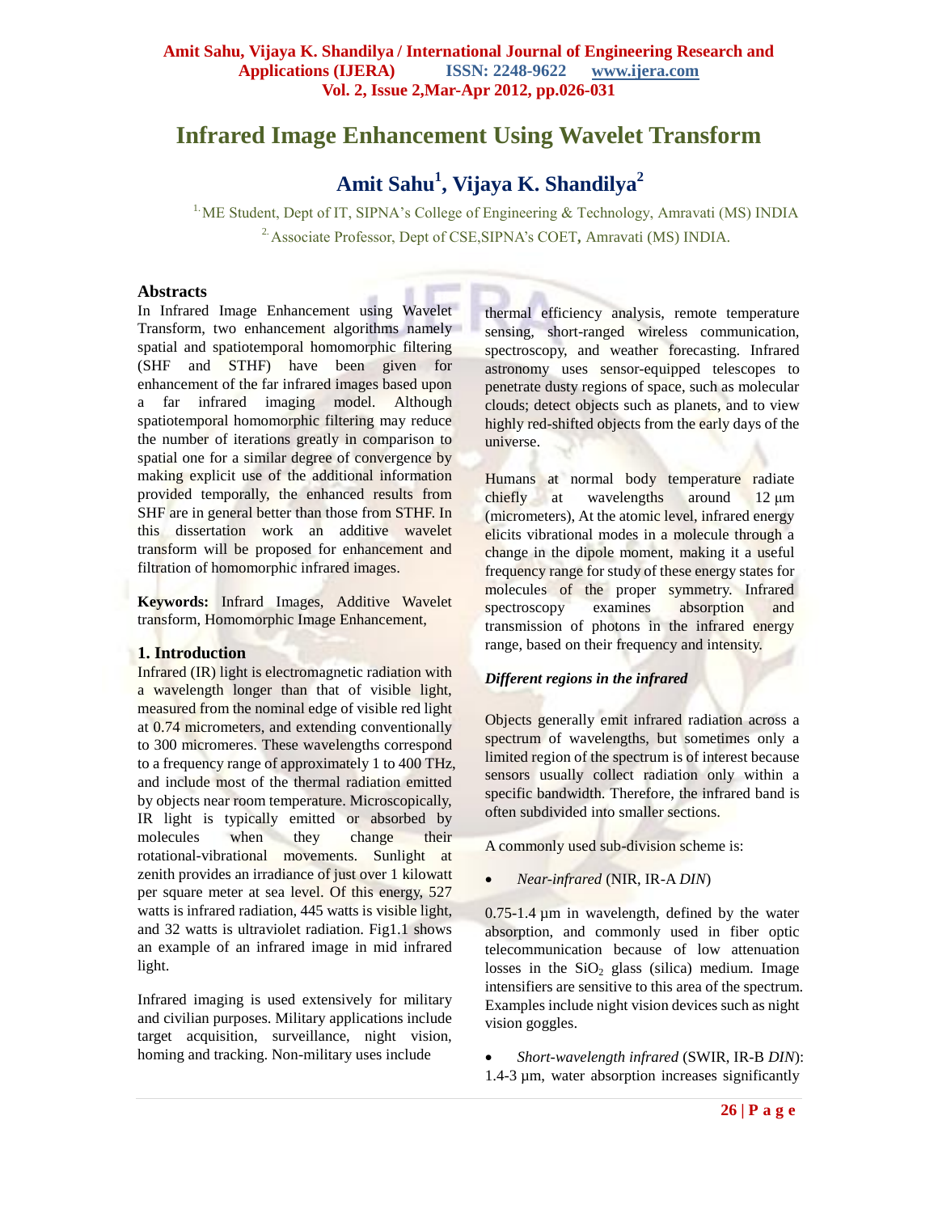# Infrared Image Enhancement Using Wavelet Transform

## Amit Sahu[1], Vijaya K. Shandilya[2]

[1.] ME Student, Dept of IT, SIPNA's College of Engineering & Technology, Amravati (MS) INDIA

[2.] Associate Professor, Dept of CSE,SIPNA's COET, Amravati (MS) INDIA.

### Abstracts

In Infrared Image Enhancement using Wavelet Transform, two enhancement algorithms namely spatial and spatiotemporal homomorphic filtering (SHF and STHF) have been given for enhancement of the far infrared images based upon a far infrared imaging model. Although spatiotemporal homomorphic filtering may reduce the number of iterations greatly in comparison to spatial one for a similar degree of convergence by making explicit use of the additional information provided temporally, the enhanced results from SHF are in general better than those from STHF. In this dissertation work an additive wavelet transform will be proposed for enhancement and filtration of homomorphic infrared images.

**Keywords:** Infrard Images, Additive Wavelet transform, Homomorphic Image Enhancement,

### 1. Introduction

Infrared (IR) light is electromagnetic radiation with a wavelength longer than that of visible light, measured from the nominal edge of visible red light at 0.74 micrometers, and extending conventionally to 300 micromeres. These wavelengths correspond to a frequency range of approximately 1 to 400 THz, and include most of the thermal radiation emitted by objects near room temperature. Microscopically, IR light is typically emitted or absorbed by molecules when they change their rotational-vibrational movements. Sunlight at zenith provides an irradiance of just over 1 kilowatt per square meter at sea level. Of this energy, 527 watts is infrared radiation, 445 watts is visible light, and 32 watts is ultraviolet radiation. Fig1.1 shows an example of an infrared image in mid infrared light.

Infrared imaging is used extensively for military and civilian purposes. Military applications include target acquisition, surveillance, night vision, homing and tracking. Non-military uses include thermal efficiency analysis, remote temperature sensing, short-ranged wireless communication, spectroscopy, and weather forecasting. Infrared astronomy uses sensor-equipped telescopes to penetrate dusty regions of space, such as molecular clouds; detect objects such as planets, and to view highly red-shifted objects from the early days of the universe.

Humans at normal body temperature radiate chiefly at wavelengths around 12 µm (micrometers), At the atomic level, infrared energy elicits vibrational modes in a molecule through a change in the dipole moment, making it a useful frequency range for study of these energy states for molecules of the proper symmetry. Infrared spectroscopy examines absorption and transmission of photons in the infrared energy range, based on their frequency and intensity.

*Different regions in the infrared*

Objects generally emit infrared radiation across a spectrum of wavelengths, but sometimes only a limited region of the spectrum is of interest because sensors usually collect radiation only within a specific bandwidth. Therefore, the infrared band is often subdivided into smaller sections.

A commonly used sub-division scheme is:

- *Near-infrared* (NIR, IR-A *DIN*)

0.75-1.4 µm in wavelength, defined by the water absorption, and commonly used in fiber optic telecommunication because of low attenuation losses in the $SiO_2$ glass (silica) medium. Image intensifiers are sensitive to this area of the spectrum. Examples include night vision devices such as night vision goggles.

- *Short-wavelength infrared* (SWIR, IR-B *DIN*): 1.4-3 µm, water absorption increases significantly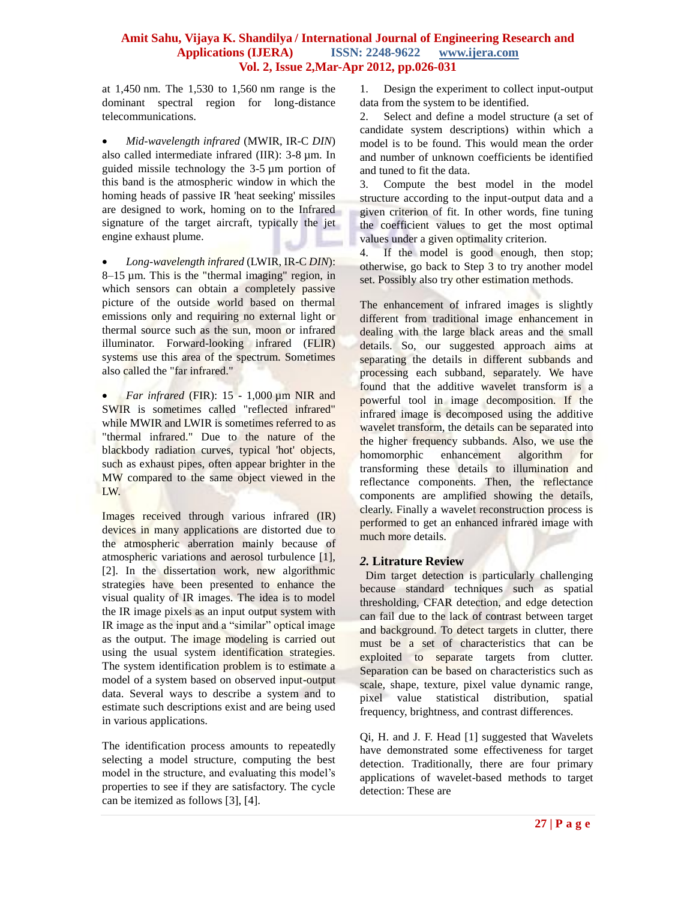at 1,450 nm. The 1,530 to 1,560 nm range is the dominant spectral region for long-distance telecommunications.

- *Mid-wavelength infrared* (MWIR, IR-C *DIN*) also called intermediate infrared (IIR): 3-8 µm. In guided missile technology the 3-5 µm portion of this band is the atmospheric window in which the homing heads of passive IR 'heat seeking' missiles are designed to work, homing on to the Infrared signature of the target aircraft, typically the jet engine exhaust plume.

- *Long-wavelength infrared* (LWIR, IR-C *DIN*): 8–15 µm. This is the "thermal imaging" region, in which sensors can obtain a completely passive picture of the outside world based on thermal emissions only and requiring no external light or thermal source such as the sun, moon or infrared illuminator. Forward-looking infrared (FLIR) systems use this area of the spectrum. Sometimes also called the "far infrared."

- *Far infrared* (FIR): 15 - 1,000 µm NIR and SWIR is sometimes called "reflected infrared" while MWIR and LWIR is sometimes referred to as "thermal infrared." Due to the nature of the blackbody radiation curves, typical 'hot' objects, such as exhaust pipes, often appear brighter in the MW compared to the same object viewed in the LW.

Images received through various infrared (IR) devices in many applications are distorted due to the atmospheric aberration mainly because of atmospheric variations and aerosol turbulence [1], [2]. In the dissertation work, new algorithmic strategies have been presented to enhance the visual quality of IR images. The idea is to model the IR image pixels as an input output system with IR image as the input and a "similar" optical image as the output. The image modeling is carried out using the usual system identification strategies. The system identification problem is to estimate a model of a system based on observed input-output data. Several ways to describe a system and to estimate such descriptions exist and are being used in various applications.

The identification process amounts to repeatedly selecting a model structure, computing the best model in the structure, and evaluating this model's properties to see if they are satisfactory. The cycle can be itemized as follows [3], [4].

1. Design the experiment to collect input-output data from the system to be identified.
2. Select and define a model structure (a set of candidate system descriptions) within which a model is to be found. This would mean the order and number of unknown coefficients be identified and tuned to fit the data.
3. Compute the best model in the model structure according to the input-output data and a given criterion of fit. In other words, fine tuning the coefficient values to get the most optimal values under a given optimality criterion.
4. If the model is good enough, then stop; otherwise, go back to Step 3 to try another model set. Possibly also try other estimation methods.

The enhancement of infrared images is slightly different from traditional image enhancement in dealing with the large black areas and the small details. So, our suggested approach aims at separating the details in different subbands and processing each subband, separately. We have found that the additive wavelet transform is a powerful tool in image decomposition. If the infrared image is decomposed using the additive wavelet transform, the details can be separated into the higher frequency subbands. Also, we use the homomorphic enhancement algorithm for transforming these details to illumination and reflectance components. Then, the reflectance components are amplified showing the details, clearly. Finally a wavelet reconstruction process is performed to get an enhanced infrared image with much more details.

## *2.* Litrature Review

Dim target detection is particularly challenging because standard techniques such as spatial thresholding, CFAR detection, and edge detection can fail due to the lack of contrast between target and background. To detect targets in clutter, there must be a set of characteristics that can be exploited to separate targets from clutter. Separation can be based on characteristics such as scale, shape, texture, pixel value dynamic range, pixel value statistical distribution, spatial frequency, brightness, and contrast differences.

Qi, H. and J. F. Head [1] suggested that Wavelets have demonstrated some effectiveness for target detection. Traditionally, there are four primary applications of wavelet-based methods to target detection: These are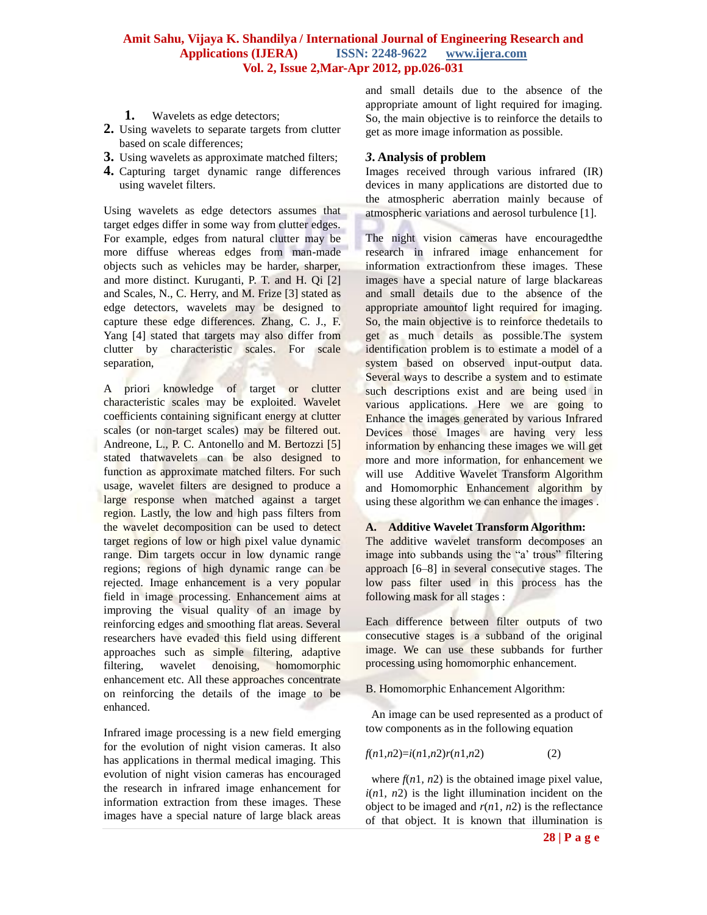1. Wavelets as edge detectors;
2. Using wavelets to separate targets from clutter based on scale differences;
3. Using wavelets as approximate matched filters;
4. Capturing target dynamic range differences using wavelet filters.

Using wavelets as edge detectors assumes that target edges differ in some way from clutter edges. For example, edges from natural clutter may be more diffuse whereas edges from man-made objects such as vehicles may be harder, sharper, and more distinct. Kuruganti, P. T. and H. Qi [2] and Scales, N., C. Herry, and M. Frize [3] stated as edge detectors, wavelets may be designed to capture these edge differences. Zhang, C. J., F. Yang [4] stated that targets may also differ from clutter by characteristic scales. For scale separation,

A priori knowledge of target or clutter characteristic scales may be exploited. Wavelet coefficients containing significant energy at clutter scales (or non-target scales) may be filtered out. Andreone, L., P. C. Antonello and M. Bertozzi [5] stated thatwavelets can be also designed to function as approximate matched filters. For such usage, wavelet filters are designed to produce a large response when matched against a target region. Lastly, the low and high pass filters from the wavelet decomposition can be used to detect target regions of low or high pixel value dynamic range. Dim targets occur in low dynamic range regions; regions of high dynamic range can be rejected. Image enhancement is a very popular field in image processing. Enhancement aims at improving the visual quality of an image by reinforcing edges and smoothing flat areas. Several researchers have evaded this field using different approaches such as simple filtering, adaptive filtering, wavelet denoising, homomorphic enhancement etc. All these approaches concentrate on reinforcing the details of the image to be enhanced.

Infrared image processing is a new field emerging for the evolution of night vision cameras. It also has applications in thermal medical imaging. This evolution of night vision cameras has encouraged the research in infrared image enhancement for information extraction from these images. These images have a special nature of large black areas and small details due to the absence of the appropriate amount of light required for imaging. So, the main objective is to reinforce the details to get as more image information as possible.

## 3. Analysis of problem

Images received through various infrared (IR) devices in many applications are distorted due to the atmospheric aberration mainly because of atmospheric variations and aerosol turbulence [1].

The night vision cameras have encouragedthe research in infrared image enhancement for information extractionfrom these images. These images have a special nature of large blackareas and small details due to the absence of the appropriate amountof light required for imaging. So, the main objective is to reinforce thedetails to get as much details as possible.The system identification problem is to estimate a model of a system based on observed input-output data. Several ways to describe a system and to estimate such descriptions exist and are being used in various applications. Here we are going to Enhance the images generated by various Infrared Devices those Images are having very less information by enhancing these images we will get more and more information, for enhancement we will use Additive Wavelet Transform Algorithm and Homomorphic Enhancement algorithm by using these algorithm we can enhance the images .

### A. Additive Wavelet Transform Algorithm:

The additive wavelet transform decomposes an image into subbands using the "a' trous" filtering approach [6–8] in several consecutive stages. The low pass filter used in this process has the following mask for all stages :

Each difference between filter outputs of two consecutive stages is a subband of the original image. We can use these subbands for further processing using homomorphic enhancement.

### B. Homomorphic Enhancement Algorithm:

An image can be used represented as a product of tow components as in the following equation

$$f(n1,n2)=i(n1,n2)r(n1,n2) \qquad (2)$$

where $f(n1, n2)$ is the obtained image pixel value, $i(n1, n2)$ is the light illumination incident on the object to be imaged and $r(n1, n2)$ is the reflectance of that object. It is known that illumination is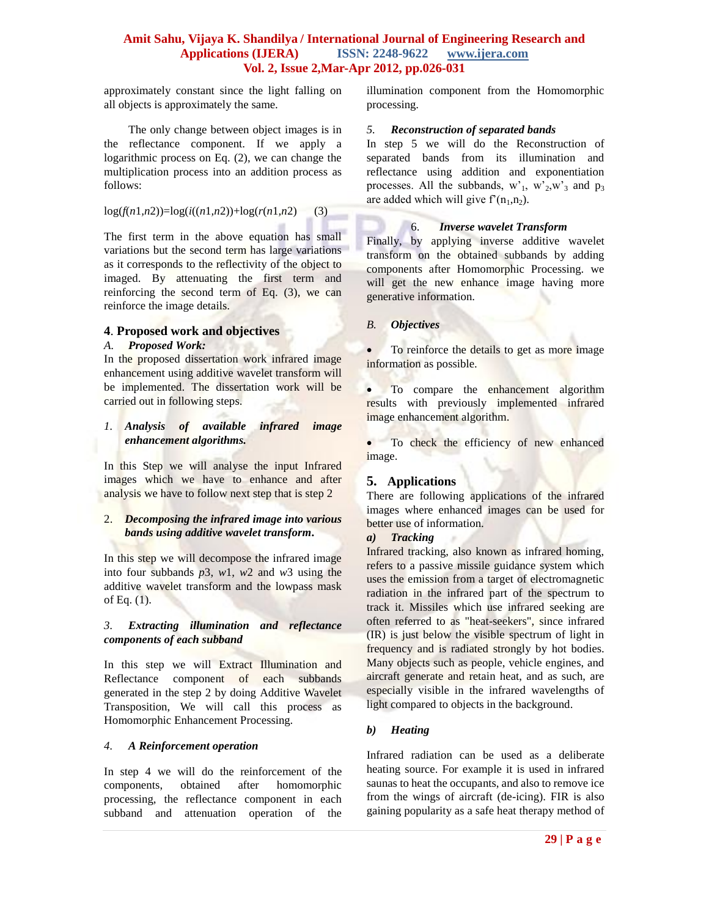approximately constant since the light falling on all objects is approximately the same.

The only change between object images is in the reflectance component. If we apply a logarithmic process on Eq. (2), we can change the multiplication process into an addition process as follows:

$$\log(f(n1,n2))=\log(i((n1,n2))+\log(r(n1,n2) \quad (3)$$

The first term in the above equation has small variations but the second term has large variations as it corresponds to the reflectivity of the object to imaged. By attenuating the first term and reinforcing the second term of Eq. (3), we can reinforce the image details.

## 4. Proposed work and objectives

### *A. Proposed Work:*

In the proposed dissertation work infrared image enhancement using additive wavelet transform will be implemented. The dissertation work will be carried out in following steps.

1. ***Analysis of available infrared image enhancement algorithms.***

In this Step we will analyse the input Infrared images which we have to enhance and after analysis we have to follow next step that is step 2

2. ***Decomposing the infrared image into various bands using additive wavelet transform.***

In this step we will decompose the infrared image into four subbands $p3$, $w1$, $w2$ and $w3$ using the additive wavelet transform and the lowpass mask of Eq. (1).

3. ***Extracting illumination and reflectance components of each subband***

In this step we will Extract Illumination and Reflectance component of each subbands generated in the step 2 by doing Additive Wavelet Transposition, We will call this process as Homomorphic Enhancement Processing.

4. ***A Reinforcement operation***

In step 4 we will do the reinforcement of the components, obtained after homomorphic processing, the reflectance component in each subband and attenuation operation of the illumination component from the Homomorphic processing.

5. ***Reconstruction of separated bands***

In step 5 we will do the Reconstruction of separated bands from its illumination and reflectance using addition and exponentiation processes. All the subbands, $w'_1$, $w'_2$, $w'_3$ and $p_3$ are added which will give $f'(n_1,n_2)$.

6. ***Inverse wavelet Transform***

Finally, by applying inverse additive wavelet transform on the obtained subbands by adding components after Homomorphic Processing. we will get the new enhance image having more generative information.

### *B. Objectives*

- To reinforce the details to get as more image information as possible.
- To compare the enhancement algorithm results with previously implemented infrared image enhancement algorithm.
- To check the efficiency of new enhanced image.

## 5. Applications

There are following applications of the infrared images where enhanced images can be used for better use of information.

***a) Tracking***

Infrared tracking, also known as infrared homing, refers to a passive missile guidance system which uses the emission from a target of electromagnetic radiation in the infrared part of the spectrum to track it. Missiles which use infrared seeking are often referred to as "heat-seekers", since infrared (IR) is just below the visible spectrum of light in frequency and is radiated strongly by hot bodies. Many objects such as people, vehicle engines, and aircraft generate and retain heat, and as such, are especially visible in the infrared wavelengths of light compared to objects in the background.

***b) Heating***

Infrared radiation can be used as a deliberate heating source. For example it is used in infrared saunas to heat the occupants, and also to remove ice from the wings of aircraft (de-icing). FIR is also gaining popularity as a safe heat therapy method of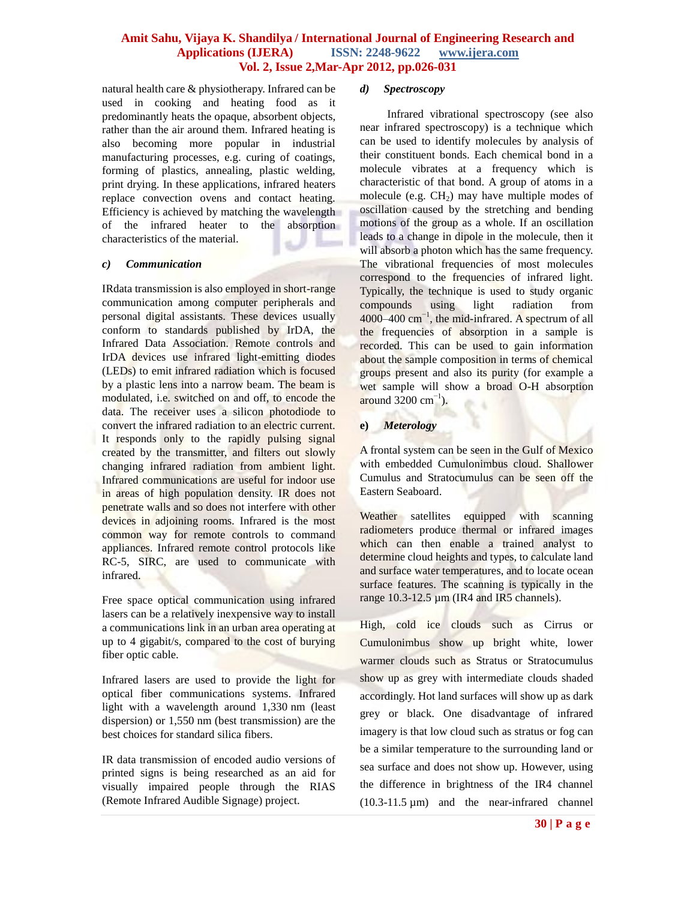natural health care & physiotherapy. Infrared can be used in cooking and heating food as it predominantly heats the opaque, absorbent objects, rather than the air around them. Infrared heating is also becoming more popular in industrial manufacturing processes, e.g. curing of coatings, forming of plastics, annealing, plastic welding, print drying. In these applications, infrared heaters replace convection ovens and contact heating. Efficiency is achieved by matching the wavelength of the infrared heater to the absorption characteristics of the material.

### *c) Communication*

IRdata transmission is also employed in short-range communication among computer peripherals and personal digital assistants. These devices usually conform to standards published by IrDA, the Infrared Data Association. Remote controls and IrDA devices use infrared light-emitting diodes (LEDs) to emit infrared radiation which is focused by a plastic lens into a narrow beam. The beam is modulated, i.e. switched on and off, to encode the data. The receiver uses a silicon photodiode to convert the infrared radiation to an electric current. It responds only to the rapidly pulsing signal created by the transmitter, and filters out slowly changing infrared radiation from ambient light. Infrared communications are useful for indoor use in areas of high population density. IR does not penetrate walls and so does not interfere with other devices in adjoining rooms. Infrared is the most common way for remote controls to command appliances. Infrared remote control protocols like RC-5, SIRC, are used to communicate with infrared.

Free space optical communication using infrared lasers can be a relatively inexpensive way to install a communications link in an urban area operating at up to 4 gigabit/s, compared to the cost of burying fiber optic cable.

Infrared lasers are used to provide the light for optical fiber communications systems. Infrared light with a wavelength around 1,330 nm (least dispersion) or 1,550 nm (best transmission) are the best choices for standard silica fibers.

IR data transmission of encoded audio versions of printed signs is being researched as an aid for visually impaired people through the RIAS (Remote Infrared Audible Signage) project.

### *d) Spectroscopy*

Infrared vibrational spectroscopy (see also near infrared spectroscopy) is a technique which can be used to identify molecules by analysis of their constituent bonds. Each chemical bond in a molecule vibrates at a frequency which is characteristic of that bond. A group of atoms in a molecule (e.g. $CH_2$) may have multiple modes of oscillation caused by the stretching and bending motions of the group as a whole. If an oscillation leads to a change in dipole in the molecule, then it will absorb a photon which has the same frequency. The vibrational frequencies of most molecules correspond to the frequencies of infrared light. Typically, the technique is used to study organic compounds using light radiation from 4000–400 $cm^{-1}$, the mid-infrared. A spectrum of all the frequencies of absorption in a sample is recorded. This can be used to gain information about the sample composition in terms of chemical groups present and also its purity (for example a wet sample will show a broad O-H absorption around 3200 $cm^{-1}$).

### **e)** *Meterology*

A frontal system can be seen in the Gulf of Mexico with embedded Cumulonimbus cloud. Shallower Cumulus and Stratocumulus can be seen off the Eastern Seaboard.

Weather satellites equipped with scanning radiometers produce thermal or infrared images which can then enable a trained analyst to determine cloud heights and types, to calculate land and surface water temperatures, and to locate ocean surface features. The scanning is typically in the range 10.3-12.5 µm (IR4 and IR5 channels).

High, cold ice clouds such as Cirrus or Cumulonimbus show up bright white, lower warmer clouds such as Stratus or Stratocumulus show up as grey with intermediate clouds shaded accordingly. Hot land surfaces will show up as dark grey or black. One disadvantage of infrared imagery is that low cloud such as stratus or fog can be a similar temperature to the surrounding land or sea surface and does not show up. However, using the difference in brightness of the IR4 channel (10.3-11.5 µm) and the near-infrared channel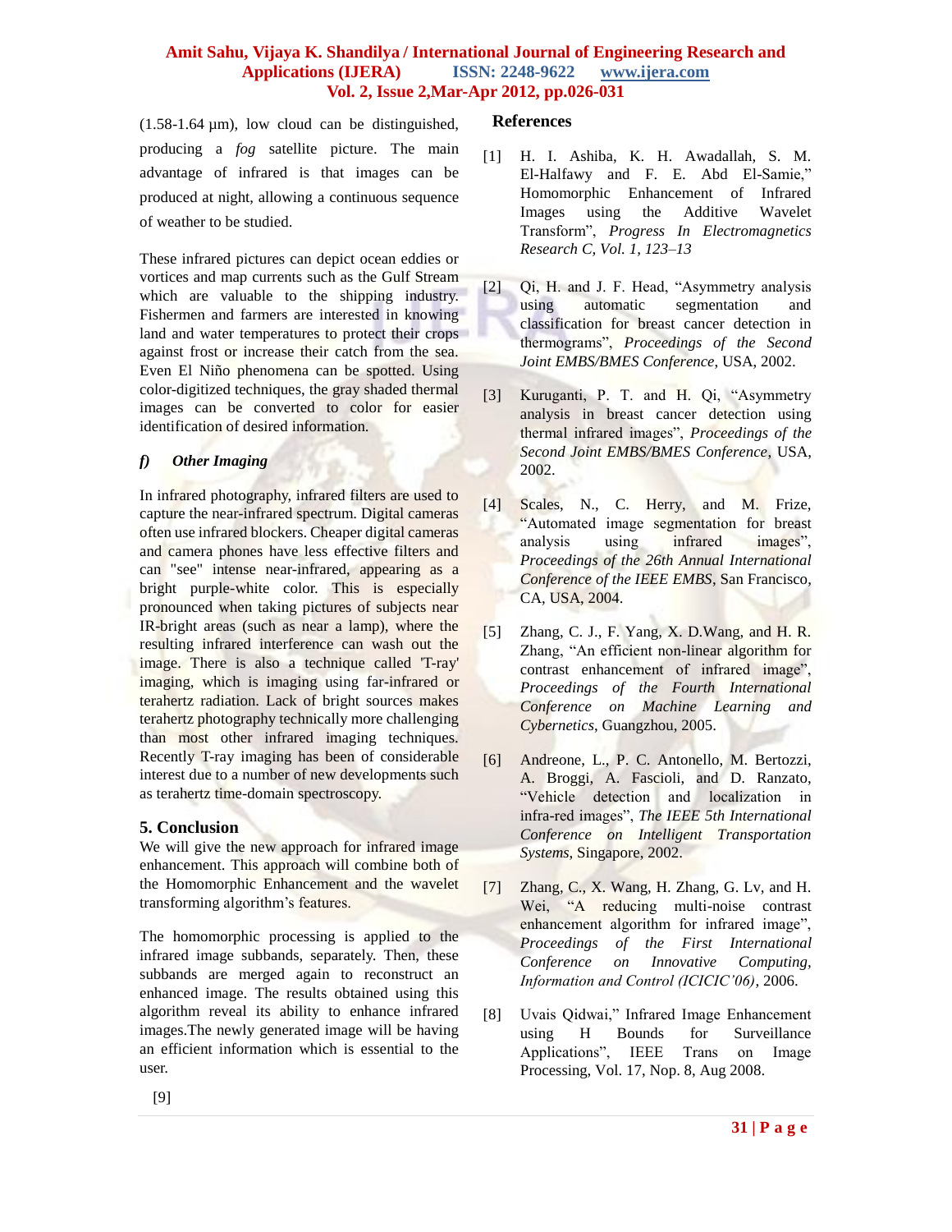(1.58-1.64 µm), low cloud can be distinguished, producing a *fog* satellite picture. The main advantage of infrared is that images can be produced at night, allowing a continuous sequence of weather to be studied.

These infrared pictures can depict ocean eddies or vortices and map currents such as the Gulf Stream which are valuable to the shipping industry. Fishermen and farmers are interested in knowing land and water temperatures to protect their crops against frost or increase their catch from the sea. Even El Niño phenomena can be spotted. Using color-digitized techniques, the gray shaded thermal images can be converted to color for easier identification of desired information.

### *f) Other Imaging*

In infrared photography, infrared filters are used to capture the near-infrared spectrum. Digital cameras often use infrared blockers. Cheaper digital cameras and camera phones have less effective filters and can "see" intense near-infrared, appearing as a bright purple-white color. This is especially pronounced when taking pictures of subjects near IR-bright areas (such as near a lamp), where the resulting infrared interference can wash out the image. There is also a technique called 'T-ray' imaging, which is imaging using far-infrared or terahertz radiation. Lack of bright sources makes terahertz photography technically more challenging than most other infrared imaging techniques. Recently T-ray imaging has been of considerable interest due to a number of new developments such as terahertz time-domain spectroscopy.

## 5. Conclusion

We will give the new approach for infrared image enhancement. This approach will combine both of the Homomorphic Enhancement and the wavelet transforming algorithm's features.

The homomorphic processing is applied to the infrared image subbands, separately. Then, these subbands are merged again to reconstruct an enhanced image. The results obtained using this algorithm reveal its ability to enhance infrared images.The newly generated image will be having an efficient information which is essential to the user.

[9]

## References

[1] H. I. Ashiba, K. H. Awadallah, S. M. El-Halfawy and F. E. Abd El-Samie," Homomorphic Enhancement of Infrared Images using the Additive Wavelet Transform", *Progress In Electromagnetics Research C, Vol. 1, 123–13*

[2] Qi, H. and J. F. Head, "Asymmetry analysis using automatic segmentation and classification for breast cancer detection in thermograms", *Proceedings of the Second Joint EMBS/BMES Conference*, USA, 2002.

[3] Kuruganti, P. T. and H. Qi, "Asymmetry analysis in breast cancer detection using thermal infrared images", *Proceedings of the Second Joint EMBS/BMES Conference*, USA, 2002.

[4] Scales, N., C. Herry, and M. Frize, "Automated image segmentation for breast analysis using infrared images", *Proceedings of the 26th Annual International Conference of the IEEE EMBS*, San Francisco, CA, USA, 2004.

[5] Zhang, C. J., F. Yang, X. D.Wang, and H. R. Zhang, "An efficient non-linear algorithm for contrast enhancement of infrared image", *Proceedings of the Fourth International Conference on Machine Learning and Cybernetics*, Guangzhou, 2005.

[6] Andreone, L., P. C. Antonello, M. Bertozzi, A. Broggi, A. Fascioli, and D. Ranzato, "Vehicle detection and localization in infra-red images", *The IEEE 5th International Conference on Intelligent Transportation Systems*, Singapore, 2002.

[7] Zhang, C., X. Wang, H. Zhang, G. Lv, and H. Wei, "A reducing multi-noise contrast enhancement algorithm for infrared image", *Proceedings of the First International Conference on Innovative Computing, Information and Control (ICICIC'06)*, 2006.

[8] Uvais Qidwai," Infrared Image Enhancement using H Bounds for Surveillance Applications", IEEE Trans on Image Processing, Vol. 17, Nop. 8, Aug 2008.